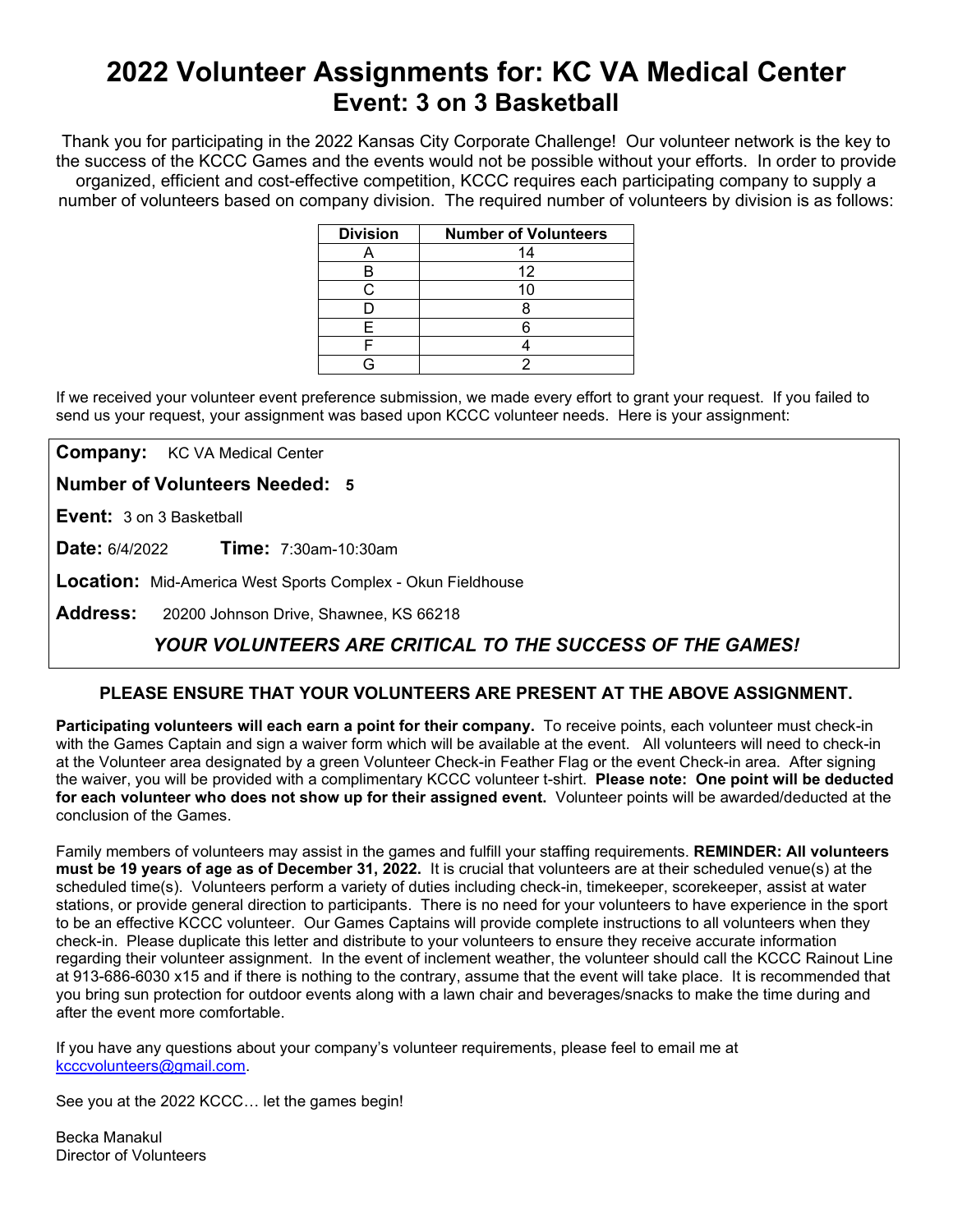# 2022 Volunteer Assignments for: KC VA Medical Center

## Event: 3 on 3 Basketball

Thank you for participating in the 2022 Kansas City Corporate Challenge! Our volunteer network is the key to the success of the KCCC Games and the events would not be possible without your efforts. In order to provide organized, efficient and cost-effective competition, KCCC requires each participating company to supply a number of volunteers based on company division. The required number of volunteers by division is as follows:

| Division | Number of Volunteers |
|---|---|
| A | 14 |
| B | 12 |
| C | 10 |
| D | 8 |
| E | 6 |
| F | 4 |
| G | 2 |

If we received your volunteer event preference submission, we made every effort to grant your request. If you failed to send us your request, your assignment was based upon KCCC volunteer needs. Here is your assignment:

**Company:** KC VA Medical Center

**Number of Volunteers Needed:** **5**

**Event:** 3 on 3 Basketball

**Date:** 6/4/2022 **Time:** 7:30am-10:30am

**Location:** Mid-America West Sports Complex - Okun Fieldhouse

**Address:** 20200 Johnson Drive, Shawnee, KS 66218

***YOUR VOLUNTEERS ARE CRITICAL TO THE SUCCESS OF THE GAMES!***

**PLEASE ENSURE THAT YOUR VOLUNTEERS ARE PRESENT AT THE ABOVE ASSIGNMENT.**

**Participating volunteers will each earn a point for their company.** To receive points, each volunteer must check-in with the Games Captain and sign a waiver form which will be available at the event. All volunteers will need to check-in at the Volunteer area designated by a green Volunteer Check-in Feather Flag or the event Check-in area. After signing the waiver, you will be provided with a complimentary KCCC volunteer t-shirt. **Please note: One point will be deducted for each volunteer who does not show up for their assigned event.** Volunteer points will be awarded/deducted at the conclusion of the Games.

Family members of volunteers may assist in the games and fulfill your staffing requirements. **REMINDER: All volunteers must be 19 years of age as of December 31, 2022.** It is crucial that volunteers are at their scheduled venue(s) at the scheduled time(s). Volunteers perform a variety of duties including check-in, timekeeper, scorekeeper, assist at water stations, or provide general direction to participants. There is no need for your volunteers to have experience in the sport to be an effective KCCC volunteer. Our Games Captains will provide complete instructions to all volunteers when they check-in. Please duplicate this letter and distribute to your volunteers to ensure they receive accurate information regarding their volunteer assignment. In the event of inclement weather, the volunteer should call the KCCC Rainout Line at 913-686-6030 x15 and if there is nothing to the contrary, assume that the event will take place. It is recommended that you bring sun protection for outdoor events along with a lawn chair and beverages/snacks to make the time during and after the event more comfortable.

If you have any questions about your company's volunteer requirements, please feel to email me at kcccvolunteers@gmail.com.

See you at the 2022 KCCC… let the games begin!

Becka Manakul
Director of Volunteers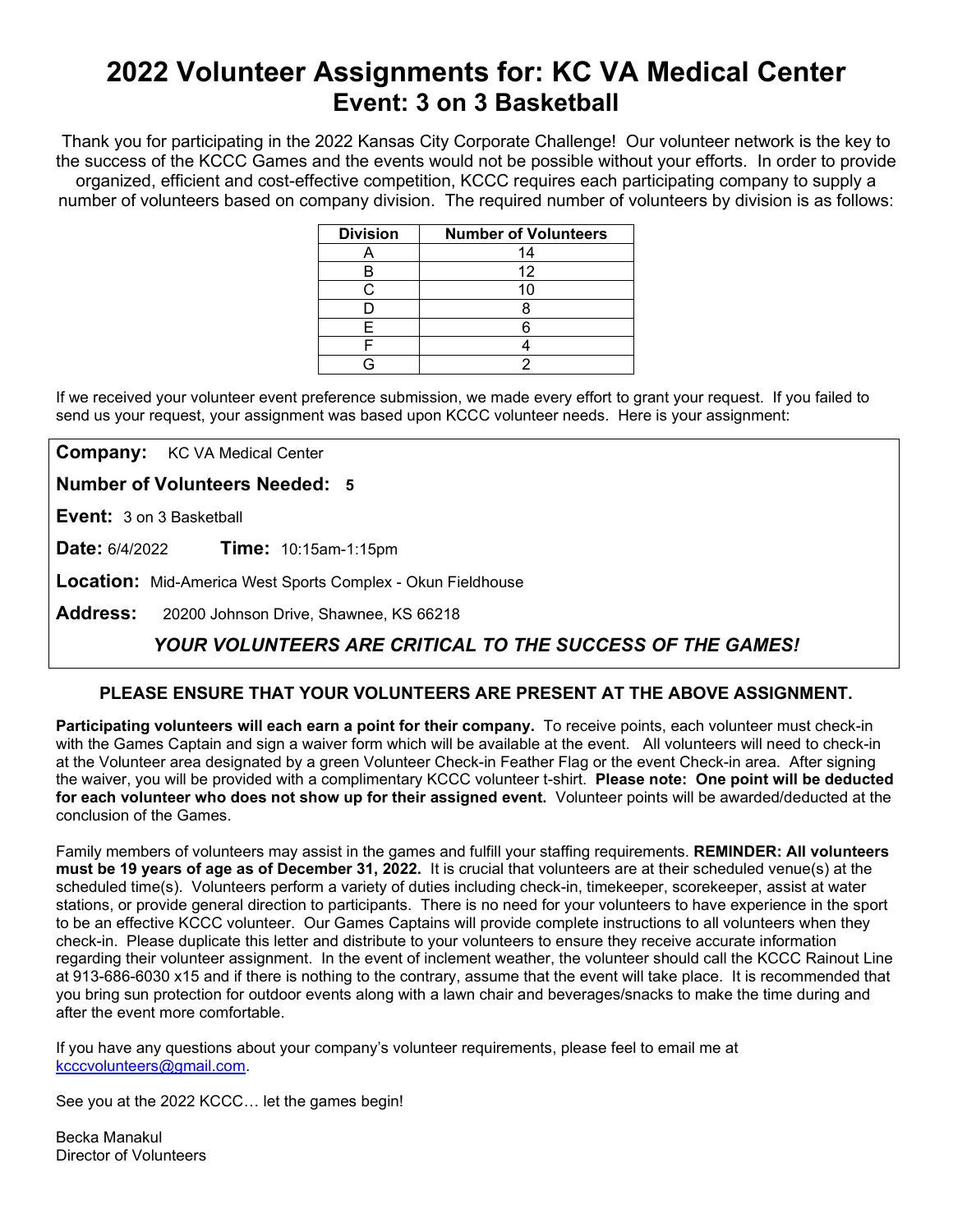# 2022 Volunteer Assignments for: KC VA Medical Center

## Event: 3 on 3 Basketball

Thank you for participating in the 2022 Kansas City Corporate Challenge! Our volunteer network is the key to the success of the KCCC Games and the events would not be possible without your efforts. In order to provide organized, efficient and cost-effective competition, KCCC requires each participating company to supply a number of volunteers based on company division. The required number of volunteers by division is as follows:

| Division | Number of Volunteers |
|---|---|
| A | 14 |
| B | 12 |
| C | 10 |
| D | 8 |
| E | 6 |
| F | 4 |
| G | 2 |

If we received your volunteer event preference submission, we made every effort to grant your request. If you failed to send us your request, your assignment was based upon KCCC volunteer needs. Here is your assignment:

**Company:** KC VA Medical Center

**Number of Volunteers Needed:** **5**

**Event:** 3 on 3 Basketball

**Date:** 6/4/2022 **Time:** 10:15am-1:15pm

**Location:** Mid-America West Sports Complex - Okun Fieldhouse

**Address:** 20200 Johnson Drive, Shawnee, KS 66218

***YOUR VOLUNTEERS ARE CRITICAL TO THE SUCCESS OF THE GAMES!***

**PLEASE ENSURE THAT YOUR VOLUNTEERS ARE PRESENT AT THE ABOVE ASSIGNMENT.**

**Participating volunteers will each earn a point for their company.** To receive points, each volunteer must check-in with the Games Captain and sign a waiver form which will be available at the event. All volunteers will need to check-in at the Volunteer area designated by a green Volunteer Check-in Feather Flag or the event Check-in area. After signing the waiver, you will be provided with a complimentary KCCC volunteer t-shirt. **Please note: One point will be deducted for each volunteer who does not show up for their assigned event.** Volunteer points will be awarded/deducted at the conclusion of the Games.

Family members of volunteers may assist in the games and fulfill your staffing requirements. **REMINDER: All volunteers must be 19 years of age as of December 31, 2022.** It is crucial that volunteers are at their scheduled venue(s) at the scheduled time(s). Volunteers perform a variety of duties including check-in, timekeeper, scorekeeper, assist at water stations, or provide general direction to participants. There is no need for your volunteers to have experience in the sport to be an effective KCCC volunteer. Our Games Captains will provide complete instructions to all volunteers when they check-in. Please duplicate this letter and distribute to your volunteers to ensure they receive accurate information regarding their volunteer assignment. In the event of inclement weather, the volunteer should call the KCCC Rainout Line at 913-686-6030 x15 and if there is nothing to the contrary, assume that the event will take place. It is recommended that you bring sun protection for outdoor events along with a lawn chair and beverages/snacks to make the time during and after the event more comfortable.

If you have any questions about your company's volunteer requirements, please feel to email me at kcccvolunteers@gmail.com.

See you at the 2022 KCCC… let the games begin!

Becka Manakul
Director of Volunteers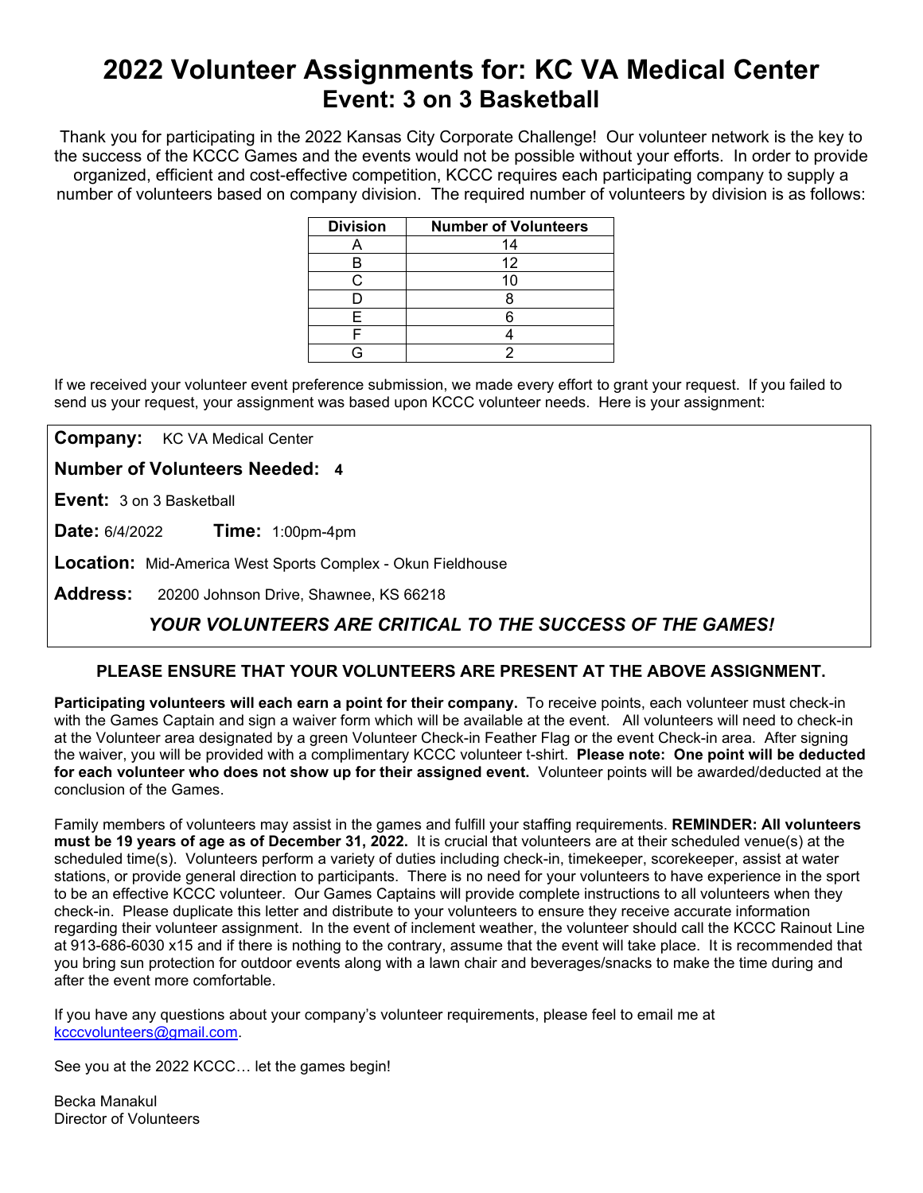# 2022 Volunteer Assignments for: KC VA Medical Center
## Event: 3 on 3 Basketball

Thank you for participating in the 2022 Kansas City Corporate Challenge! Our volunteer network is the key to the success of the KCCC Games and the events would not be possible without your efforts. In order to provide organized, efficient and cost-effective competition, KCCC requires each participating company to supply a number of volunteers based on company division. The required number of volunteers by division is as follows:

| Division | Number of Volunteers |
|---|---|
| A | 14 |
| B | 12 |
| C | 10 |
| D | 8 |
| E | 6 |
| F | 4 |
| G | 2 |

If we received your volunteer event preference submission, we made every effort to grant your request. If you failed to send us your request, your assignment was based upon KCCC volunteer needs. Here is your assignment:

**Company:** KC VA Medical Center

**Number of Volunteers Needed:** **4**

**Event:** 3 on 3 Basketball

**Date:** 6/4/2022 **Time:** 1:00pm-4pm

**Location:** Mid-America West Sports Complex - Okun Fieldhouse

**Address:** 20200 Johnson Drive, Shawnee, KS 66218

***YOUR VOLUNTEERS ARE CRITICAL TO THE SUCCESS OF THE GAMES!***

**PLEASE ENSURE THAT YOUR VOLUNTEERS ARE PRESENT AT THE ABOVE ASSIGNMENT.**

**Participating volunteers will each earn a point for their company.** To receive points, each volunteer must check-in with the Games Captain and sign a waiver form which will be available at the event. All volunteers will need to check-in at the Volunteer area designated by a green Volunteer Check-in Feather Flag or the event Check-in area. After signing the waiver, you will be provided with a complimentary KCCC volunteer t-shirt. **Please note: One point will be deducted for each volunteer who does not show up for their assigned event.** Volunteer points will be awarded/deducted at the conclusion of the Games.

Family members of volunteers may assist in the games and fulfill your staffing requirements. **REMINDER: All volunteers must be 19 years of age as of December 31, 2022.** It is crucial that volunteers are at their scheduled venue(s) at the scheduled time(s). Volunteers perform a variety of duties including check-in, timekeeper, scorekeeper, assist at water stations, or provide general direction to participants. There is no need for your volunteers to have experience in the sport to be an effective KCCC volunteer. Our Games Captains will provide complete instructions to all volunteers when they check-in. Please duplicate this letter and distribute to your volunteers to ensure they receive accurate information regarding their volunteer assignment. In the event of inclement weather, the volunteer should call the KCCC Rainout Line at 913-686-6030 x15 and if there is nothing to the contrary, assume that the event will take place. It is recommended that you bring sun protection for outdoor events along with a lawn chair and beverages/snacks to make the time during and after the event more comfortable.

If you have any questions about your company's volunteer requirements, please feel to email me at kcccvolunteers@gmail.com.

See you at the 2022 KCCC… let the games begin!

Becka Manakul
Director of Volunteers